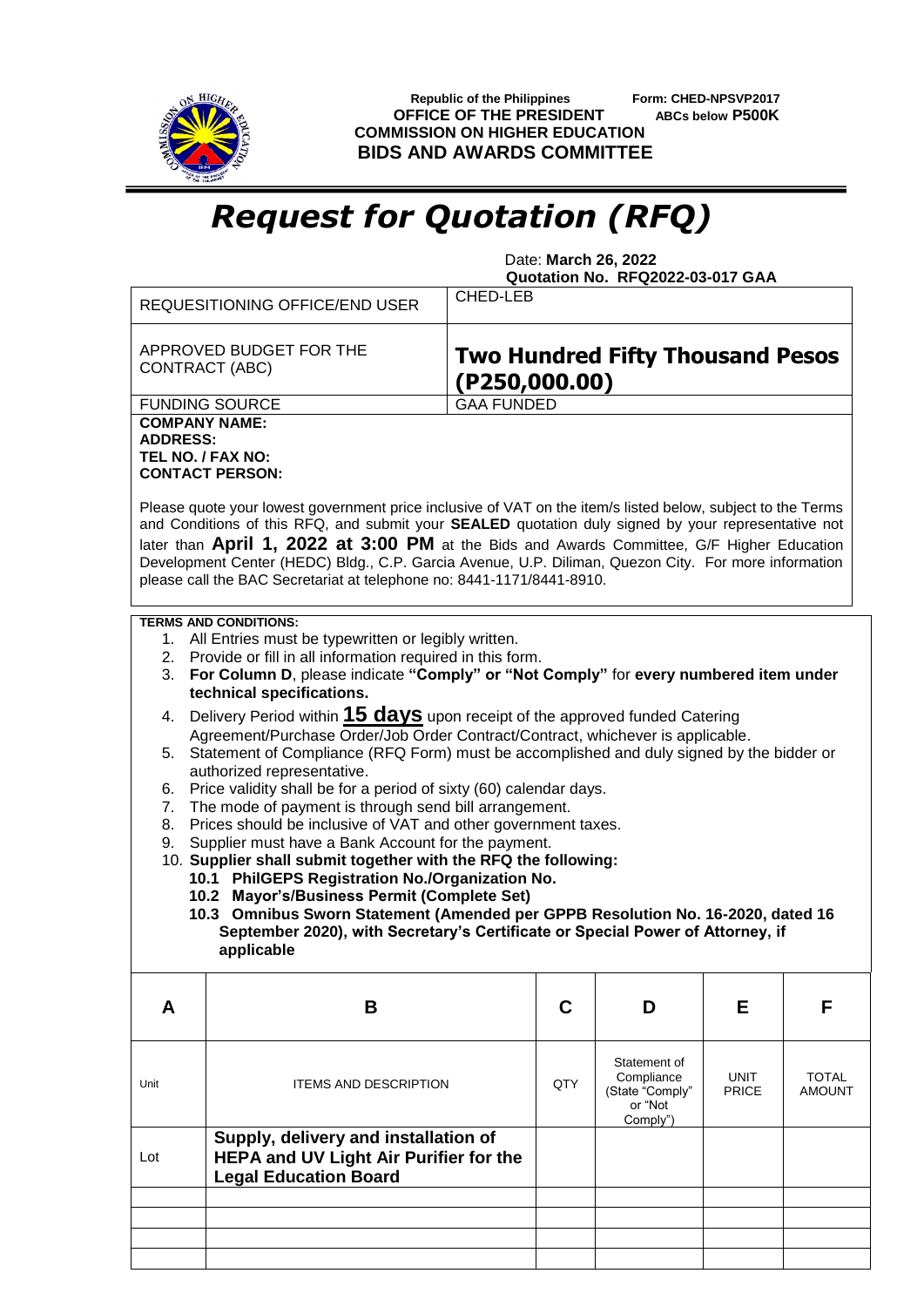Republic of the Philippines
**OFFICE OF THE PRESIDENT**
**COMMISSION ON HIGHER EDUCATION**
**BIDS AND AWARDS COMMITTEE**

**Form: CHED-NPSVP2017**
**ABCs below P500K**

# *Request for Quotation (RFQ)*

Date: **March 26, 2022**
**Quotation No. RFQ2022-03-017 GAA**

| REQUESITIONING OFFICE/END USER | CHED-LEB |
|---|---|
| APPROVED BUDGET FOR THE CONTRACT (ABC) | **Two Hundred Fifty Thousand Pesos (P250,000.00)** |
| FUNDING SOURCE | GAA FUNDED |

**COMPANY NAME:**
**ADDRESS:**
**TEL NO. / FAX NO:**
**CONTACT PERSON:**

Please quote your lowest government price inclusive of VAT on the item/s listed below, subject to the Terms and Conditions of this RFQ, and submit your **SEALED** quotation duly signed by your representative not later than **April 1, 2022 at 3:00 PM** at the Bids and Awards Committee, G/F Higher Education Development Center (HEDC) Bldg., C.P. Garcia Avenue, U.P. Diliman, Quezon City. For more information please call the BAC Secretariat at telephone no: 8441-1171/8441-8910.

**TERMS AND CONDITIONS:**

1. All Entries must be typewritten or legibly written.
2. Provide or fill in all information required in this form.
3. **For Column D**, please indicate **"Comply" or "Not Comply"** for **every numbered item under technical specifications.**
4. Delivery Period within **15 days** upon receipt of the approved funded Catering Agreement/Purchase Order/Job Order Contract/Contract, whichever is applicable.
5. Statement of Compliance (RFQ Form) must be accomplished and duly signed by the bidder or authorized representative.
6. Price validity shall be for a period of sixty (60) calendar days.
7. The mode of payment is through send bill arrangement.
8. Prices should be inclusive of VAT and other government taxes.
9. Supplier must have a Bank Account for the payment.
10. **Supplier shall submit together with the RFQ the following:**
    - **10.1 PhilGEPS Registration No./Organization No.**
    - **10.2 Mayor's/Business Permit (Complete Set)**
    - **10.3 Omnibus Sworn Statement (Amended per GPPB Resolution No. 16-2020, dated 16 September 2020), with Secretary's Certificate or Special Power of Attorney, if applicable**

| A | B | C | D | E | F |
|---|---|---|---|---|---|
| Unit | ITEMS AND DESCRIPTION | QTY | Statement of Compliance (State "Comply" or "Not Comply") | UNIT PRICE | TOTAL AMOUNT |
| Lot | **Supply, delivery and installation of HEPA and UV Light Air Purifier for the Legal Education Board** | | | | |
| | | | | | |
| | | | | | |
| | | | | | |
| | | | | | |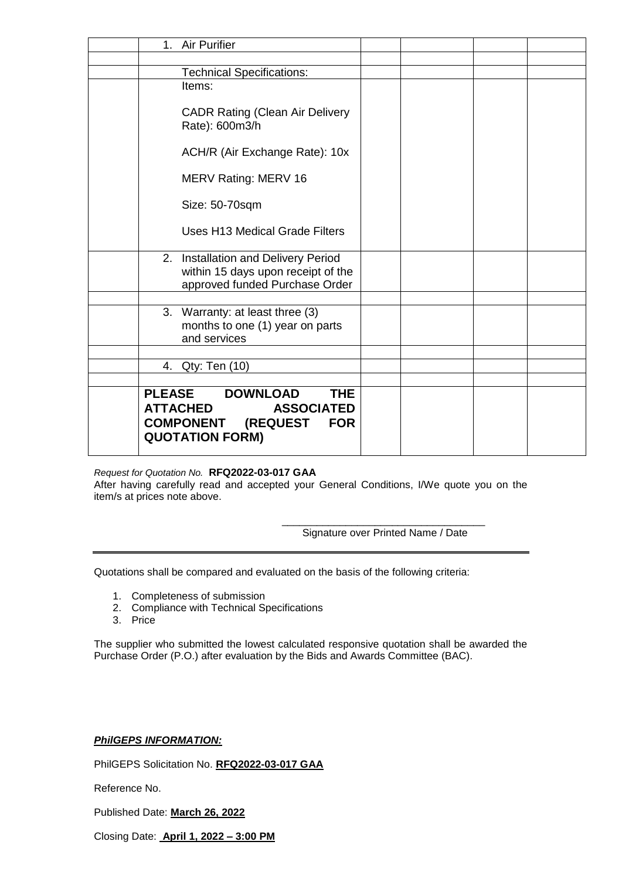| | | | | | |
|---|---|---|---|---|---|
| | 1. Air Purifier | | | | |
| | | | | | |
| | Technical Specifications: | | | | |
| | Items:<br><br>CADR Rating (Clean Air Delivery Rate): 600m3/h<br><br>ACH/R (Air Exchange Rate): 10x<br><br>MERV Rating: MERV 16<br><br>Size: 50-70sqm<br><br>Uses H13 Medical Grade Filters | | | | |
| | 2. Installation and Delivery Period within 15 days upon receipt of the approved funded Purchase Order | | | | |
| | | | | | |
| | 3. Warranty: at least three (3) months to one (1) year on parts and services | | | | |
| | | | | | |
| | 4. Qty: Ten (10) | | | | |
| | | | | | |
| | **PLEASE DOWNLOAD THE ATTACHED ASSOCIATED COMPONENT (REQUEST FOR QUOTATION FORM)** | | | | |

*Request for Quotation No.* **RFQ2022-03-017 GAA**
After having carefully read and accepted your General Conditions, I/We quote you on the item/s at prices note above.

\_\_\_\_\_\_\_\_\_\_\_\_\_\_\_\_\_\_\_\_\_\_\_\_\_\_\_\_\_\_\_\_\_\_\_
Signature over Printed Name / Date

---

Quotations shall be compared and evaluated on the basis of the following criteria:

1. Completeness of submission
2. Compliance with Technical Specifications
3. Price

The supplier who submitted the lowest calculated responsive quotation shall be awarded the Purchase Order (P.O.) after evaluation by the Bids and Awards Committee (BAC).

***PhilGEPS INFORMATION:***

PhilGEPS Solicitation No. **RFQ2022-03-017 GAA**

Reference No.

Published Date: **March 26, 2022**

Closing Date: **April 1, 2022 – 3:00 PM**